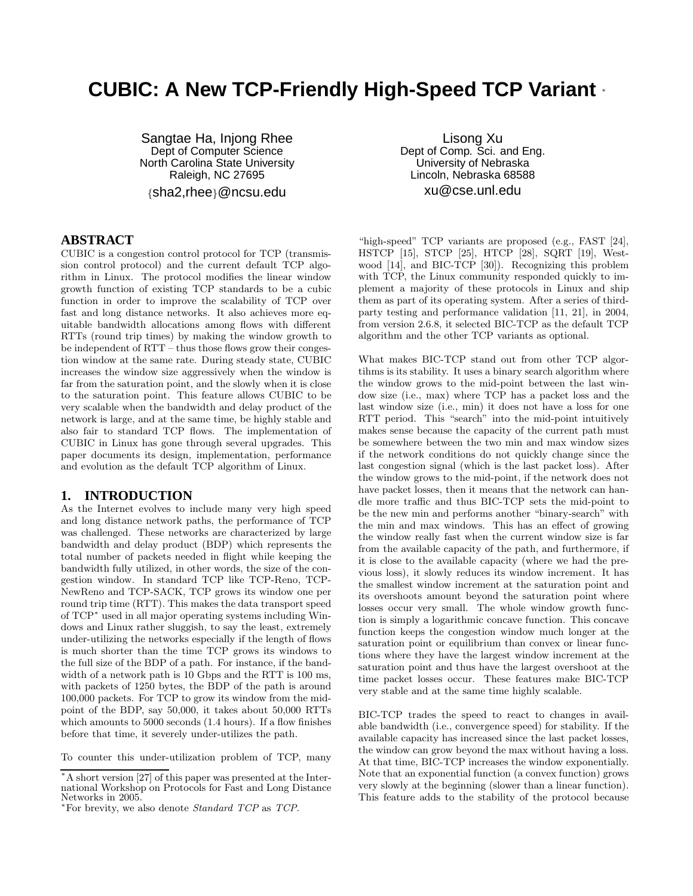# CUBIC: A New TCP-Friendly High-Speed TCP Variant [*]

Sangtae Ha, Injong Rhee
Dept of Computer Science
North Carolina State University
Raleigh, NC 27695
{sha2,rhee}@ncsu.edu

Lisong Xu
Dept of Comp. Sci. and Eng.
University of Nebraska
Lincoln, Nebraska 68588
xu@cse.unl.edu

## ABSTRACT

CUBIC is a congestion control protocol for TCP (transmission control protocol) and the current default TCP algorithm in Linux. The protocol modifies the linear window growth function of existing TCP standards to be a cubic function in order to improve the scalability of TCP over fast and long distance networks. It also achieves more equitable bandwidth allocations among flows with different RTTs (round trip times) by making the window growth to be independent of RTT – thus those flows grow their congestion window at the same rate. During steady state, CUBIC increases the window size aggressively when the window is far from the saturation point, and the slowly when it is close to the saturation point. This feature allows CUBIC to be very scalable when the bandwidth and delay product of the network is large, and at the same time, be highly stable and also fair to standard TCP flows. The implementation of CUBIC in Linux has gone through several upgrades. This paper documents its design, implementation, performance and evolution as the default TCP algorithm of Linux.

## 1. INTRODUCTION

As the Internet evolves to include many very high speed and long distance network paths, the performance of TCP was challenged. These networks are characterized by large bandwidth and delay product (BDP) which represents the total number of packets needed in flight while keeping the bandwidth fully utilized, in other words, the size of the congestion window. In standard TCP like TCP-Reno, TCP-NewReno and TCP-SACK, TCP grows its window one per round trip time (RTT). This makes the data transport speed of TCP[*] used in all major operating systems including Windows and Linux rather sluggish, to say the least, extremely under-utilizing the networks especially if the length of flows is much shorter than the time TCP grows its windows to the full size of the BDP of a path. For instance, if the bandwidth of a network path is 10 Gbps and the RTT is 100 ms, with packets of 1250 bytes, the BDP of the path is around 100,000 packets. For TCP to grow its window from the mid-point of the BDP, say 50,000, it takes about 50,000 RTTs which amounts to 5000 seconds (1.4 hours). If a flow finishes before that time, it severely under-utilizes the path.

To counter this under-utilization problem of TCP, many "high-speed" TCP variants are proposed (e.g., FAST [24], HSTCP [15], STCP [25], HTCP [28], SQRT [19], Westwood [14], and BIC-TCP [30]). Recognizing this problem with TCP, the Linux community responded quickly to implement a majority of these protocols in Linux and ship them as part of its operating system. After a series of third-party testing and performance validation [11, 21], in 2004, from version 2.6.8, it selected BIC-TCP as the default TCP algorithm and the other TCP variants as optional.

What makes BIC-TCP stand out from other TCP algortihms is its stability. It uses a binary search algorithm where the window grows to the mid-point between the last window size (i.e., max) where TCP has a packet loss and the last window size (i.e., min) it does not have a loss for one RTT period. This "search" into the mid-point intuitively makes sense because the capacity of the current path must be somewhere between the two min and max window sizes if the network conditions do not quickly change since the last congestion signal (which is the last packet loss). After the window grows to the mid-point, if the network does not have packet losses, then it means that the network can handle more traffic and thus BIC-TCP sets the mid-point to be the new min and performs another "binary-search" with the min and max windows. This has an effect of growing the window really fast when the current window size is far from the available capacity of the path, and furthermore, if it is close to the available capacity (where we had the previous loss), it slowly reduces its window increment. It has the smallest window increment at the saturation point and its overshoots amount beyond the saturation point where losses occur very small. The whole window growth function is simply a logarithmic concave function. This concave function keeps the congestion window much longer at the saturation point or equilibrium than convex or linear functions where they have the largest window increment at the saturation point and thus have the largest overshoot at the time packet losses occur. These features make BIC-TCP very stable and at the same time highly scalable.

BIC-TCP trades the speed to react to changes in available bandwidth (i.e., convergence speed) for stability. If the available capacity has increased since the last packet losses, the window can grow beyond the max without having a loss. At that time, BIC-TCP increases the window exponentially. Note that an exponential function (a convex function) grows very slowly at the beginning (slower than a linear function). This feature adds to the stability of the protocol because

[*] A short version [27] of this paper was presented at the International Workshop on Protocols for Fast and Long Distance Networks in 2005.

[*] For brevity, we also denote *Standard TCP* as *TCP*.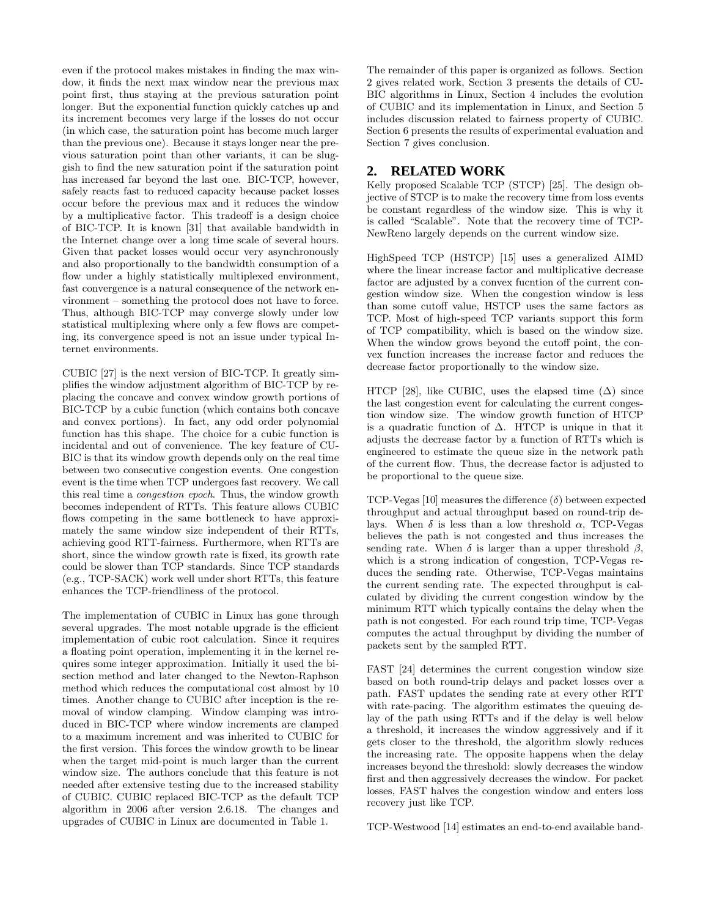even if the protocol makes mistakes in finding the max window, it finds the next max window near the previous max point first, thus staying at the previous saturation point longer. But the exponential function quickly catches up and its increment becomes very large if the losses do not occur (in which case, the saturation point has become much larger than the previous one). Because it stays longer near the previous saturation point than other variants, it can be sluggish to find the new saturation point if the saturation point has increased far beyond the last one. BIC-TCP, however, safely reacts fast to reduced capacity because packet losses occur before the previous max and it reduces the window by a multiplicative factor. This tradeoff is a design choice of BIC-TCP. It is known [31] that available bandwidth in the Internet change over a long time scale of several hours. Given that packet losses would occur very asynchronously and also proportionally to the bandwidth consumption of a flow under a highly statistically multiplexed environment, fast convergence is a natural consequence of the network environment – something the protocol does not have to force. Thus, although BIC-TCP may converge slowly under low statistical multiplexing where only a few flows are competing, its convergence speed is not an issue under typical Internet environments.

CUBIC [27] is the next version of BIC-TCP. It greatly simplifies the window adjustment algorithm of BIC-TCP by replacing the concave and convex window growth portions of BIC-TCP by a cubic function (which contains both concave and convex portions). In fact, any odd order polynomial function has this shape. The choice for a cubic function is incidental and out of convenience. The key feature of CUBIC is that its window growth depends only on the real time between two consecutive congestion events. One congestion event is the time when TCP undergoes fast recovery. We call this real time a *congestion epoch*. Thus, the window growth becomes independent of RTTs. This feature allows CUBIC flows competing in the same bottleneck to have approximately the same window size independent of their RTTs, achieving good RTT-fairness. Furthermore, when RTTs are short, since the window growth rate is fixed, its growth rate could be slower than TCP standards. Since TCP standards (e.g., TCP-SACK) work well under short RTTs, this feature enhances the TCP-friendliness of the protocol.

The implementation of CUBIC in Linux has gone through several upgrades. The most notable upgrade is the efficient implementation of cubic root calculation. Since it requires a floating point operation, implementing it in the kernel requires some integer approximation. Initially it used the bisection method and later changed to the Newton-Raphson method which reduces the computational cost almost by 10 times. Another change to CUBIC after inception is the removal of window clamping. Window clamping was introduced in BIC-TCP where window increments are clamped to a maximum increment and was inherited to CUBIC for the first version. This forces the window growth to be linear when the target mid-point is much larger than the current window size. The authors conclude that this feature is not needed after extensive testing due to the increased stability of CUBIC. CUBIC replaced BIC-TCP as the default TCP algorithm in 2006 after version 2.6.18. The changes and upgrades of CUBIC in Linux are documented in Table 1.

The remainder of this paper is organized as follows. Section 2 gives related work, Section 3 presents the details of CUBIC algorithms in Linux, Section 4 includes the evolution of CUBIC and its implementation in Linux, and Section 5 includes discussion related to fairness property of CUBIC. Section 6 presents the results of experimental evaluation and Section 7 gives conclusion.

## 2. RELATED WORK

Kelly proposed Scalable TCP (STCP) [25]. The design objective of STCP is to make the recovery time from loss events be constant regardless of the window size. This is why it is called "Scalable". Note that the recovery time of TCP-NewReno largely depends on the current window size.

HighSpeed TCP (HSTCP) [15] uses a generalized AIMD where the linear increase factor and multiplicative decrease factor are adjusted by a convex fucntion of the current congestion window size. When the congestion window is less than some cutoff value, HSTCP uses the same factors as TCP. Most of high-speed TCP variants support this form of TCP compatibility, which is based on the window size. When the window grows beyond the cutoff point, the convex function increases the increase factor and reduces the decrease factor proportionally to the window size.

HTCP [28], like CUBIC, uses the elapsed time ($\Delta$) since the last congestion event for calculating the current congestion window size. The window growth function of HTCP is a quadratic function of $\Delta$. HTCP is unique in that it adjusts the decrease factor by a function of RTTs which is engineered to estimate the queue size in the network path of the current flow. Thus, the decrease factor is adjusted to be proportional to the queue size.

TCP-Vegas [10] measures the difference ($\delta$) between expected throughput and actual throughput based on round-trip delays. When $\delta$ is less than a low threshold $\alpha$, TCP-Vegas believes the path is not congested and thus increases the sending rate. When $\delta$ is larger than a upper threshold $\beta$, which is a strong indication of congestion, TCP-Vegas reduces the sending rate. Otherwise, TCP-Vegas maintains the current sending rate. The expected throughput is calculated by dividing the current congestion window by the minimum RTT which typically contains the delay when the path is not congested. For each round trip time, TCP-Vegas computes the actual throughput by dividing the number of packets sent by the sampled RTT.

FAST [24] determines the current congestion window size based on both round-trip delays and packet losses over a path. FAST updates the sending rate at every other RTT with rate-pacing. The algorithm estimates the queuing delay of the path using RTTs and if the delay is well below a threshold, it increases the window aggressively and if it gets closer to the threshold, the algorithm slowly reduces the increasing rate. The opposite happens when the delay increases beyond the threshold: slowly decreases the window first and then aggressively decreases the window. For packet losses, FAST halves the congestion window and enters loss recovery just like TCP.

TCP-Westwood [14] estimates an end-to-end available band-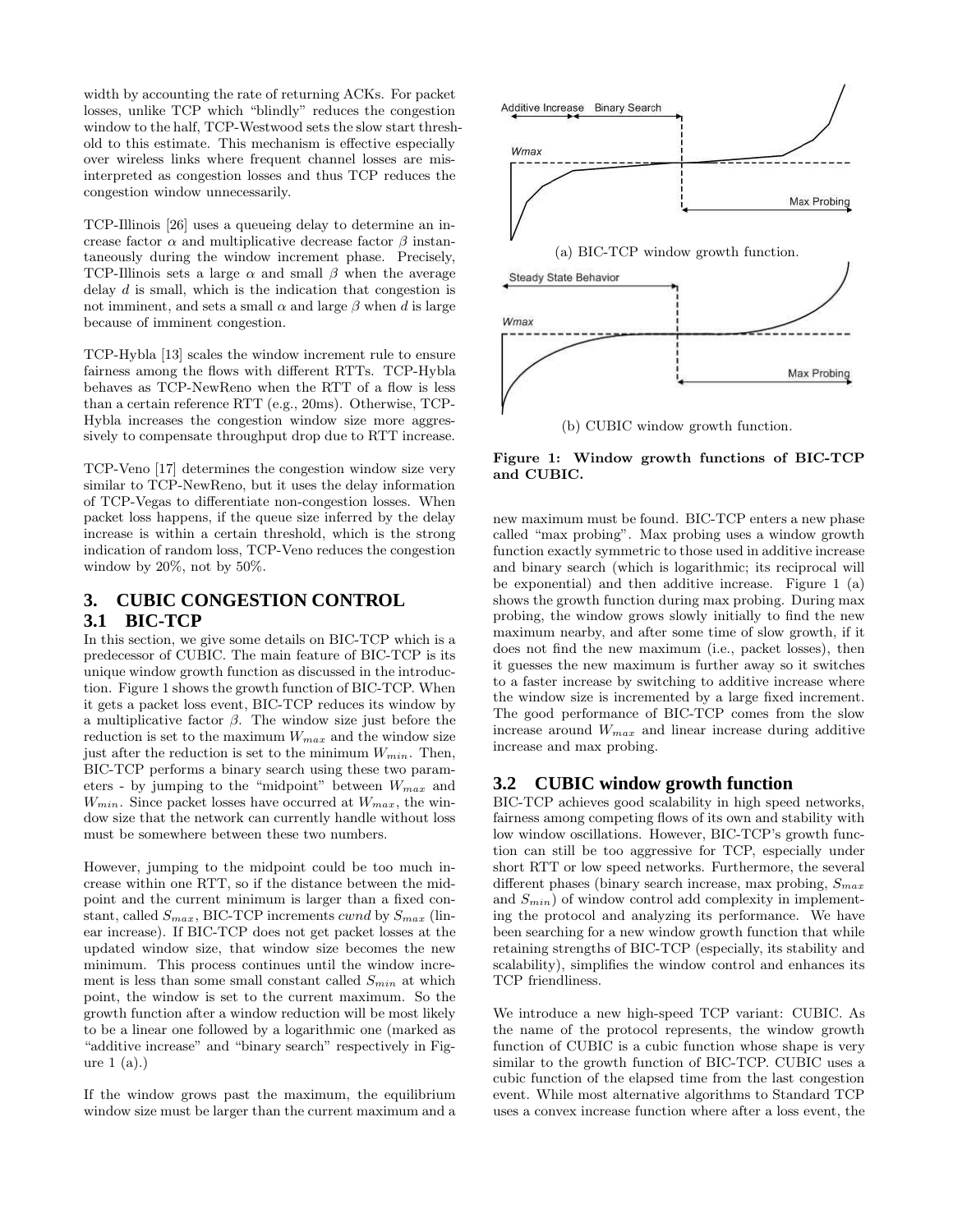width by accounting the rate of returning ACKs. For packet losses, unlike TCP which "blindly" reduces the congestion window to the half, TCP-Westwood sets the slow start threshold to this estimate. This mechanism is effective especially over wireless links where frequent channel losses are misinterpreted as congestion losses and thus TCP reduces the congestion window unnecessarily.

TCP-Illinois [26] uses a queueing delay to determine an increase factor $\alpha$ and multiplicative decrease factor $\beta$ instantaneously during the window increment phase. Precisely, TCP-Illinois sets a large $\alpha$ and small $\beta$ when the average delay $d$ is small, which is the indication that congestion is not imminent, and sets a small $\alpha$ and large $\beta$ when $d$ is large because of imminent congestion.

TCP-Hybla [13] scales the window increment rule to ensure fairness among the flows with different RTTs. TCP-Hybla behaves as TCP-NewReno when the RTT of a flow is less than a certain reference RTT (e.g., 20ms). Otherwise, TCP-Hybla increases the congestion window size more aggressively to compensate throughput drop due to RTT increase.

TCP-Veno [17] determines the congestion window size very similar to TCP-NewReno, but it uses the delay information of TCP-Vegas to differentiate non-congestion losses. When packet loss happens, if the queue size inferred by the delay increase is within a certain threshold, which is the strong indication of random loss, TCP-Veno reduces the congestion window by 20%, not by 50%.

# 3. CUBIC CONGESTION CONTROL

## 3.1 BIC-TCP

In this section, we give some details on BIC-TCP which is a predecessor of CUBIC. The main feature of BIC-TCP is its unique window growth function as discussed in the introduction. Figure 1 shows the growth function of BIC-TCP. When it gets a packet loss event, BIC-TCP reduces its window by a multiplicative factor $\beta$. The window size just before the reduction is set to the maximum $W_{max}$ and the window size just after the reduction is set to the minimum $W_{min}$. Then, BIC-TCP performs a binary search using these two parameters - by jumping to the "midpoint" between $W_{max}$ and $W_{min}$. Since packet losses have occurred at $W_{max}$, the window size that the network can currently handle without loss must be somewhere between these two numbers.

However, jumping to the midpoint could be too much increase within one RTT, so if the distance between the midpoint and the current minimum is larger than a fixed constant, called $S_{max}$, BIC-TCP increments *cwnd* by $S_{max}$ (linear increase). If BIC-TCP does not get packet losses at the updated window size, that window size becomes the new minimum. This process continues until the window increment is less than some small constant called $S_{min}$ at which point, the window is set to the current maximum. So the growth function after a window reduction will be most likely to be a linear one followed by a logarithmic one (marked as "additive increase" and "binary search" respectively in Figure 1 (a).)

If the window grows past the maximum, the equilibrium window size must be larger than the current maximum and a new maximum must be found. BIC-TCP enters a new phase called "max probing". Max probing uses a window growth function exactly symmetric to those used in additive increase and binary search (which is logarithmic; its reciprocal will be exponential) and then additive increase. Figure 1 (a) shows the growth function during max probing. During max probing, the window grows slowly initially to find the new maximum nearby, and after some time of slow growth, if it does not find the new maximum (i.e., packet losses), then it guesses the new maximum is further away so it switches to a faster increase by switching to additive increase where the window size is incremented by a large fixed increment. The good performance of BIC-TCP comes from the slow increase around $W_{max}$ and linear increase during additive increase and max probing.

(a) BIC-TCP window growth function.

(b) CUBIC window growth function.

**Figure 1: Window growth functions of BIC-TCP and CUBIC.**

## 3.2 CUBIC window growth function

BIC-TCP achieves good scalability in high speed networks, fairness among competing flows of its own and stability with low window oscillations. However, BIC-TCP's growth function can still be too aggressive for TCP, especially under short RTT or low speed networks. Furthermore, the several different phases (binary search increase, max probing, $S_{max}$ and $S_{min}$) of window control add complexity in implementing the protocol and analyzing its performance. We have been searching for a new window growth function that while retaining strengths of BIC-TCP (especially, its stability and scalability), simplifies the window control and enhances its TCP friendliness.

We introduce a new high-speed TCP variant: CUBIC. As the name of the protocol represents, the window growth function of CUBIC is a cubic function whose shape is very similar to the growth function of BIC-TCP. CUBIC uses a cubic function of the elapsed time from the last congestion event. While most alternative algorithms to Standard TCP uses a convex increase function where after a loss event, the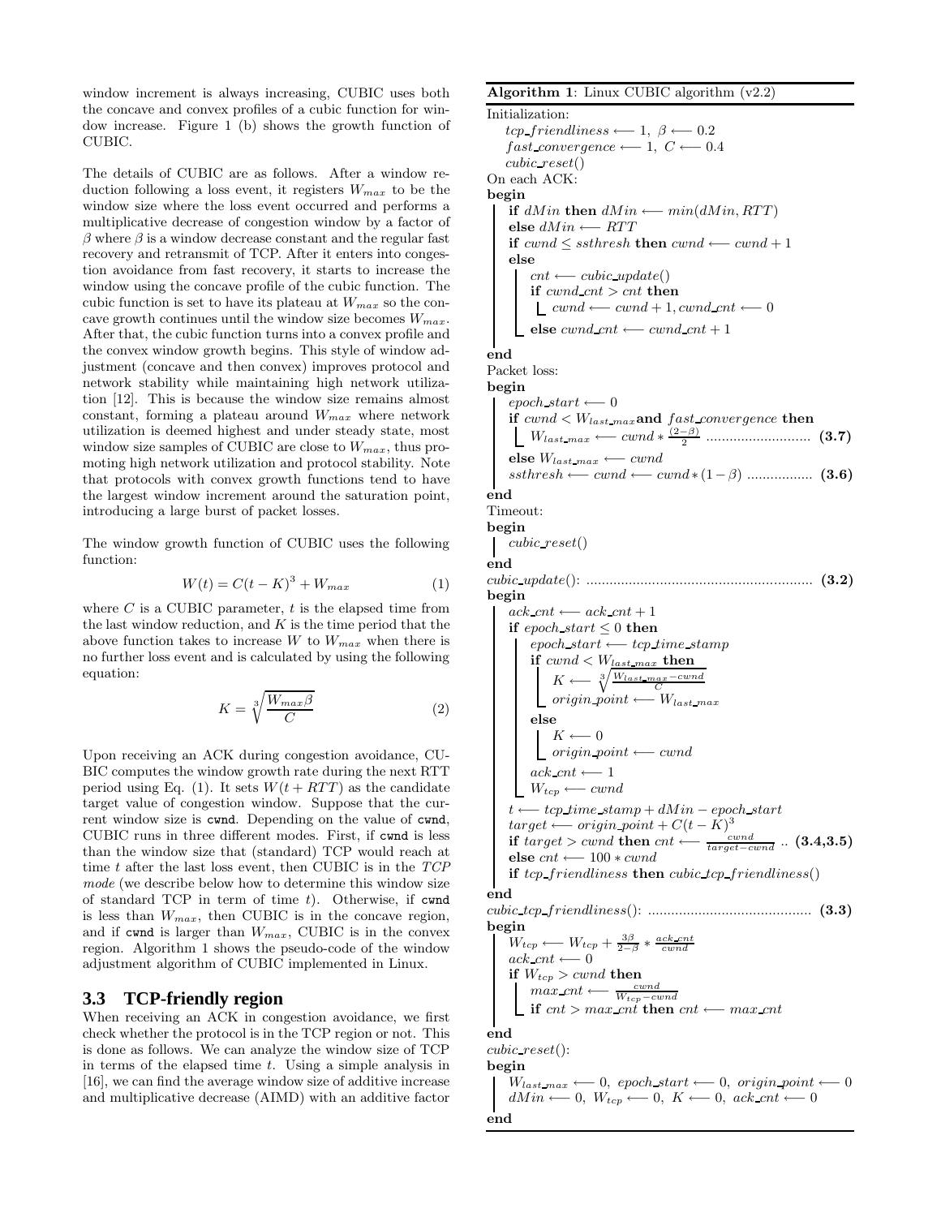window increment is always increasing, CUBIC uses both the concave and convex profiles of a cubic function for window increase. Figure 1 (b) shows the growth function of CUBIC.

The details of CUBIC are as follows. After a window reduction following a loss event, it registers $W_{max}$ to be the window size where the loss event occurred and performs a multiplicative decrease of congestion window by a factor of $\beta$ where $\beta$ is a window decrease constant and the regular fast recovery and retransmit of TCP. After it enters into congestion avoidance from fast recovery, it starts to increase the window using the concave profile of the cubic function. The cubic function is set to have its plateau at $W_{max}$ so the concave growth continues until the window size becomes $W_{max}$. After that, the cubic function turns into a convex profile and the convex window growth begins. This style of window adjustment (concave and then convex) improves protocol and network stability while maintaining high network utilization [12]. This is because the window size remains almost constant, forming a plateau around $W_{max}$ where network utilization is deemed highest and under steady state, most window size samples of CUBIC are close to $W_{max}$, thus promoting high network utilization and protocol stability. Note that protocols with convex growth functions tend to have the largest window increment around the saturation point, introducing a large burst of packet losses.

The window growth function of CUBIC uses the following function:

$$W(t) = C(t - K)^3 + W_{max} \tag{1}$$

where $C$ is a CUBIC parameter, $t$ is the elapsed time from the last window reduction, and $K$ is the time period that the above function takes to increase $W$ to $W_{max}$ when there is no further loss event and is calculated by using the following equation:

$$K = \sqrt[3]{\frac{W_{max}\beta}{C}} \tag{2}$$

Upon receiving an ACK during congestion avoidance, CUBIC computes the window growth rate during the next RTT period using Eq. (1). It sets $W(t + RTT)$ as the candidate target value of congestion window. Suppose that the current window size is `cwnd`. Depending on the value of `cwnd`, CUBIC runs in three different modes. First, if `cwnd` is less than the window size that (standard) TCP would reach at time $t$ after the last loss event, then CUBIC is in the *TCP mode* (we describe below how to determine this window size of standard TCP in term of time $t$). Otherwise, if `cwnd` is less than $W_{max}$, then CUBIC is in the concave region, and if `cwnd` is larger than $W_{max}$, CUBIC is in the convex region. Algorithm 1 shows the pseudo-code of the window adjustment algorithm of CUBIC implemented in Linux.

### 3.3 TCP-friendly region

When receiving an ACK in congestion avoidance, we first check whether the protocol is in the TCP region or not. This is done as follows. We can analyze the window size of TCP in terms of the elapsed time $t$. Using a simple analysis in [16], we can find the average window size of additive increase and multiplicative decrease (AIMD) with an additive factor

**Algorithm 1**: Linux CUBIC algorithm (v2.2)

```
Initialization:
    tcp_friendliness ⟵ 1, β ⟵ 0.2
    fast_convergence ⟵ 1, C ⟵ 0.4
    cubic_reset()
On each ACK:
begin
    if dMin then dMin ⟵ min(dMin, RTT)
    else dMin ⟵ RTT
    if cwnd ≤ ssthresh then cwnd ⟵ cwnd + 1
    else
        cnt ⟵ cubic_update()
        if cwnd_cnt > cnt then
            cwnd ⟵ cwnd + 1, cwnd_cnt ⟵ 0
        else cwnd_cnt ⟵ cwnd_cnt + 1
end
Packet loss:
begin
    epoch_start ⟵ 0
    if cwnd < W_last_max and fast_convergence then
        W_last_max ⟵ cwnd * (2−β)/2 .......................... (3.7)
    else W_last_max ⟵ cwnd
    ssthresh ⟵ cwnd ⟵ cwnd * (1−β) ................. (3.6)
end
Timeout:
begin
    cubic_reset()
end
cubic_update(): ......................................................... (3.2)
begin
    ack_cnt ⟵ ack_cnt + 1
    if epoch_start ≤ 0 then
        epoch_start ⟵ tcp_time_stamp
        if cwnd < W_last_max then
            K ⟵ ∛((W_last_max − cwnd)/C)
            origin_point ⟵ W_last_max
        else
            K ⟵ 0
            origin_point ⟵ cwnd
        ack_cnt ⟵ 1
        W_tcp ⟵ cwnd
    t ⟵ tcp_time_stamp + dMin − epoch_start
    target ⟵ origin_point + C(t − K)^3
    if target > cwnd then cnt ⟵ cwnd/(target − cwnd) .. (3.4,3.5)
    else cnt ⟵ 100 * cwnd
    if tcp_friendliness then cubic_tcp_friendliness()
end
cubic_tcp_friendliness(): .......................................... (3.3)
begin
    W_tcp ⟵ W_tcp + 3β/(2−β) * ack_cnt/cwnd
    ack_cnt ⟵ 0
    if W_tcp > cwnd then
        max_cnt ⟵ cwnd/(W_tcp − cwnd)
        if cnt > max_cnt then cnt ⟵ max_cnt
end
cubic_reset():
begin
    W_last_max ⟵ 0, epoch_start ⟵ 0, origin_point ⟵ 0
    dMin ⟵ 0, W_tcp ⟵ 0, K ⟵ 0, ack_cnt ⟵ 0
end
```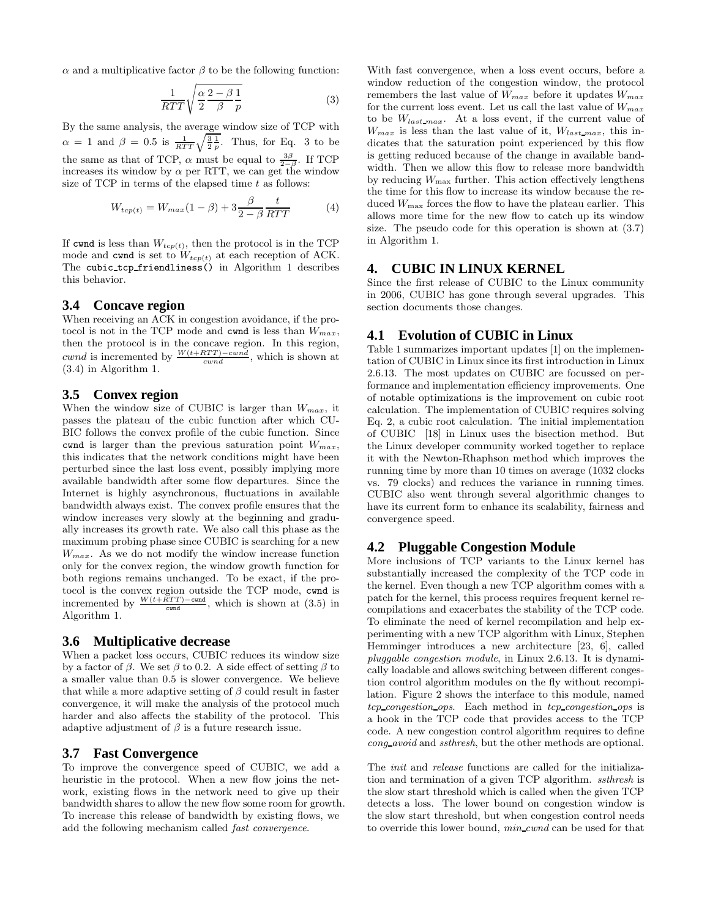$\alpha$ and a multiplicative factor $\beta$ to be the following function:

$$\frac{1}{RTT}\sqrt{\frac{\alpha}{2}\frac{2-\beta}{\beta}\frac{1}{p}} \tag{3}$$

By the same analysis, the average window size of TCP with $\alpha = 1$ and $\beta = 0.5$ is $\frac{1}{RTT}\sqrt{\frac{3}{2}\frac{1}{p}}$. Thus, for Eq. 3 to be the same as that of TCP, $\alpha$ must be equal to $\frac{3\beta}{2-\beta}$. If TCP increases its window by $\alpha$ per RTT, we can get the window size of TCP in terms of the elapsed time $t$ as follows:

$$W_{tcp(t)} = W_{max}(1-\beta) + 3\frac{\beta}{2-\beta}\frac{t}{RTT} \tag{4}$$

If `cwnd` is less than $W_{tcp(t)}$, then the protocol is in the TCP mode and `cwnd` is set to $W_{tcp(t)}$ at each reception of ACK. The `cubic_tcp_friendliness()` in Algorithm 1 describes this behavior.

### 3.4 Concave region

When receiving an ACK in congestion avoidance, if the protocol is not in the TCP mode and `cwnd` is less than $W_{max}$, then the protocol is in the concave region. In this region, $cwnd$ is incremented by $\frac{W(t+RTT)-cwnd}{cwnd}$, which is shown at (3.4) in Algorithm 1.

### 3.5 Convex region

When the window size of CUBIC is larger than $W_{max}$, it passes the plateau of the cubic function after which CUBIC follows the convex profile of the cubic function. Since `cwnd` is larger than the previous saturation point $W_{max}$, this indicates that the network conditions might have been perturbed since the last loss event, possibly implying more available bandwidth after some flow departures. Since the Internet is highly asynchronous, fluctuations in available bandwidth always exist. The convex profile ensures that the window increases very slowly at the beginning and gradually increases its growth rate. We also call this phase as the maximum probing phase since CUBIC is searching for a new $W_{max}$. As we do not modify the window increase function only for the convex region, the window growth function for both regions remains unchanged. To be exact, if the protocol is the convex region outside the TCP mode, `cwnd` is incremented by $\frac{W(t+RTT)-\texttt{cwnd}}{\texttt{cwnd}}$, which is shown at (3.5) in Algorithm 1.

### 3.6 Multiplicative decrease

When a packet loss occurs, CUBIC reduces its window size by a factor of $\beta$. We set $\beta$ to 0.2. A side effect of setting $\beta$ to a smaller value than 0.5 is slower convergence. We believe that while a more adaptive setting of $\beta$ could result in faster convergence, it will make the analysis of the protocol much harder and also affects the stability of the protocol. This adaptive adjustment of $\beta$ is a future research issue.

### 3.7 Fast Convergence

To improve the convergence speed of CUBIC, we add a heuristic in the protocol. When a new flow joins the network, existing flows in the network need to give up their bandwidth shares to allow the new flow some room for growth. To increase this release of bandwidth by existing flows, we add the following mechanism called *fast convergence*.

With fast convergence, when a loss event occurs, before a window reduction of the congestion window, the protocol remembers the last value of $W_{max}$ before it updates $W_{max}$ for the current loss event. Let us call the last value of $W_{max}$ to be $W_{last\_max}$. At a loss event, if the current value of $W_{max}$ is less than the last value of it, $W_{last\_max}$, this indicates that the saturation point experienced by this flow is getting reduced because of the change in available bandwidth. Then we allow this flow to release more bandwidth by reducing $W_{\max}$ further. This action effectively lengthens the time for this flow to increase its window because the reduced $W_{\max}$ forces the flow to have the plateau earlier. This allows more time for the new flow to catch up its window size. The pseudo code for this operation is shown at (3.7) in Algorithm 1.

## 4. CUBIC IN LINUX KERNEL

Since the first release of CUBIC to the Linux community in 2006, CUBIC has gone through several upgrades. This section documents those changes.

### 4.1 Evolution of CUBIC in Linux

Table 1 summarizes important updates [1] on the implementation of CUBIC in Linux since its first introduction in Linux 2.6.13. The most updates on CUBIC are focussed on performance and implementation efficiency improvements. One of notable optimizations is the improvement on cubic root calculation. The implementation of CUBIC requires solving Eq. 2, a cubic root calculation. The initial implementation of CUBIC [18] in Linux uses the bisection method. But the Linux developer community worked together to replace it with the Newton-Rhaphson method which improves the running time by more than 10 times on average (1032 clocks vs. 79 clocks) and reduces the variance in running times. CUBIC also went through several algorithmic changes to have its current form to enhance its scalability, fairness and convergence speed.

### 4.2 Pluggable Congestion Module

More inclusions of TCP variants to the Linux kernel has substantially increased the complexity of the TCP code in the kernel. Even though a new TCP algorithm comes with a patch for the kernel, this process requires frequent kernel recompilations and exacerbates the stability of the TCP code. To eliminate the need of kernel recompilation and help experimenting with a new TCP algorithm with Linux, Stephen Hemminger introduces a new architecture [23, 6], called *pluggable congestion module*, in Linux 2.6.13. It is dynamically loadable and allows switching between different congestion control algorithm modules on the fly without recompilation. Figure 2 shows the interface to this module, named *tcp_congestion_ops*. Each method in *tcp_congestion_ops* is a hook in the TCP code that provides access to the TCP code. A new congestion control algorithm requires to define *cong_avoid* and *ssthresh*, but the other methods are optional.

The *init* and *release* functions are called for the initialization and termination of a given TCP algorithm. *ssthresh* is the slow start threshold which is called when the given TCP detects a loss. The lower bound on congestion window is the slow start threshold, but when congestion control needs to override this lower bound, *min_cwnd* can be used for that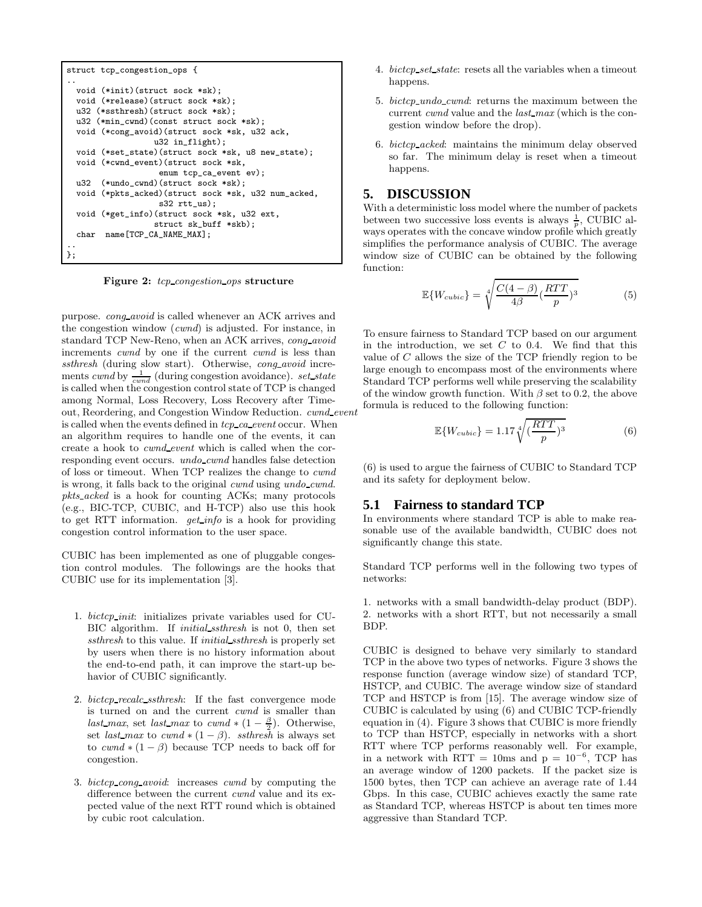```
struct tcp_congestion_ops {
..
  void (*init)(struct sock *sk);
  void (*release)(struct sock *sk);
  u32 (*ssthresh)(struct sock *sk);
  u32 (*min_cwnd)(const struct sock *sk);
  void (*cong_avoid)(struct sock *sk, u32 ack,
                u32 in_flight);
  void (*set_state)(struct sock *sk, u8 new_state);
  void (*cwnd_event)(struct sock *sk,
                 enum tcp_ca_event ev);
  u32  (*undo_cwnd)(struct sock *sk);
  void (*pkts_acked)(struct sock *sk, u32 num_acked,
                 s32 rtt_us);
  void (*get_info)(struct sock *sk, u32 ext,
                struct sk_buff *skb);
  char  name[TCP_CA_NAME_MAX];
..
};
```

**Figure 2:** ***tcp_congestion_ops*** **structure**

purpose. *cong_avoid* is called whenever an ACK arrives and the congestion window (*cwnd*) is adjusted. For instance, in standard TCP New-Reno, when an ACK arrives, *cong_avoid* increments *cwnd* by one if the current *cwnd* is less than *ssthresh* (during slow start). Otherwise, *cong_avoid* increments *cwnd* by $\frac{1}{cwnd}$ (during congestion avoidance). *set_state* is called when the congestion control state of TCP is changed among Normal, Loss Recovery, Loss Recovery after Timeout, Reordering, and Congestion Window Reduction. *cwnd_event* is called when the events defined in *tcp_ca_event* occur. When an algorithm requires to handle one of the events, it can create a hook to *cwnd_event* which is called when the corresponding event occurs. *undo_cwnd* handles false detection of loss or timeout. When TCP realizes the change to *cwnd* is wrong, it falls back to the original *cwnd* using *undo_cwnd*. *pkts_acked* is a hook for counting ACKs; many protocols (e.g., BIC-TCP, CUBIC, and H-TCP) also use this hook to get RTT information. *get_info* is a hook for providing congestion control information to the user space.

CUBIC has been implemented as one of pluggable congestion control modules. The followings are the hooks that CUBIC use for its implementation [3].

1. *bictcp_init*: initializes private variables used for CUBIC algorithm. If *initial_ssthresh* is not 0, then set *ssthresh* to this value. If *initial_ssthresh* is properly set by users when there is no history information about the end-to-end path, it can improve the start-up behavior of CUBIC significantly.
2. *bictcp_recalc_ssthresh*: If the fast convergence mode is turned on and the current *cwnd* is smaller than *last_max*, set *last_max* to $cwnd * (1 - \frac{\beta}{2})$. Otherwise, set *last_max* to $cwnd * (1 - \beta)$. *ssthresh* is always set to $cwnd * (1 - \beta)$ because TCP needs to back off for congestion.
3. *bictcp_cong_avoid*: increases *cwnd* by computing the difference between the current *cwnd* value and its expected value of the next RTT round which is obtained by cubic root calculation.
4. *bictcp_set_state*: resets all the variables when a timeout happens.
5. *bictcp_undo_cwnd*: returns the maximum between the current *cwnd* value and the *last_max* (which is the congestion window before the drop).
6. *bictcp_acked*: maintains the minimum delay observed so far. The minimum delay is reset when a timeout happens.

# 5. DISCUSSION

With a deterministic loss model where the number of packets between two successive loss events is always $\frac{1}{p}$, CUBIC always operates with the concave window profile which greatly simplifies the performance analysis of CUBIC. The average window size of CUBIC can be obtained by the following function:

$$\mathbb{E}\{W_{cubic}\} = \sqrt[4]{\frac{C(4-\beta)}{4\beta}(\frac{RTT}{p})^3} \tag{5}$$

To ensure fairness to Standard TCP based on our argument in the introduction, we set $C$ to 0.4. We find that this value of $C$ allows the size of the TCP friendly region to be large enough to encompass most of the environments where Standard TCP performs well while preserving the scalability of the window growth function. With $\beta$ set to 0.2, the above formula is reduced to the following function:

$$\mathbb{E}\{W_{cubic}\} = 1.17\sqrt[4]{(\frac{RTT}{p})^3} \tag{6}$$

(6) is used to argue the fairness of CUBIC to Standard TCP and its safety for deployment below.

## 5.1 Fairness to standard TCP

In environments where standard TCP is able to make reasonable use of the available bandwidth, CUBIC does not significantly change this state.

Standard TCP performs well in the following two types of networks:

1. networks with a small bandwidth-delay product (BDP).
2. networks with a short RTT, but not necessarily a small BDP.

CUBIC is designed to behave very similarly to standard TCP in the above two types of networks. Figure 3 shows the response function (average window size) of standard TCP, HSTCP, and CUBIC. The average window size of standard TCP and HSTCP is from [15]. The average window size of CUBIC is calculated by using (6) and CUBIC TCP-friendly equation in (4). Figure 3 shows that CUBIC is more friendly to TCP than HSTCP, especially in networks with a short RTT where TCP performs reasonably well. For example, in a network with RTT = 10ms and $p = 10^{-6}$, TCP has an average window of 1200 packets. If the packet size is 1500 bytes, then TCP can achieve an average rate of 1.44 Gbps. In this case, CUBIC achieves exactly the same rate as Standard TCP, whereas HSTCP is about ten times more aggressive than Standard TCP.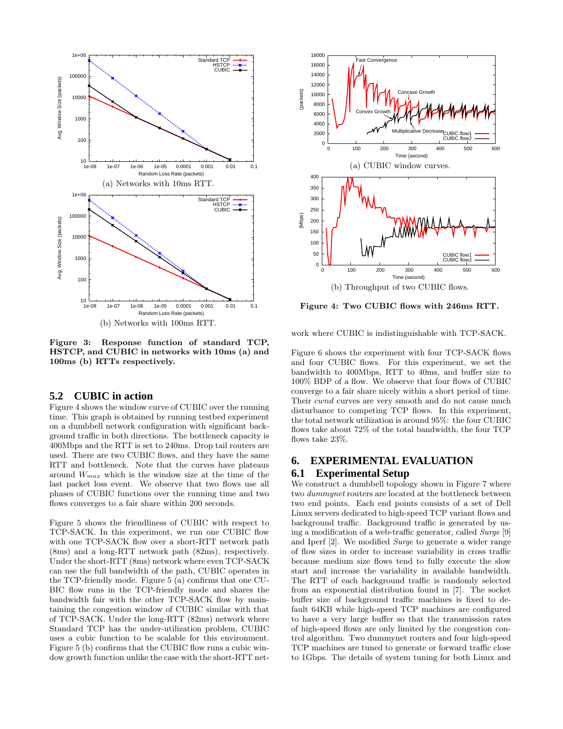(a) Networks with 10ms RTT.

(b) Networks with 100ms RTT.

**Figure 3: Response function of standard TCP, HSTCP, and CUBIC in networks with 10ms (a) and 100ms (b) RTTs respectively.**

## 5.2 CUBIC in action

Figure 4 shows the window curve of CUBIC over the running time. This graph is obtained by running testbed experiment on a dumbbell network configuration with significant background traffic in both directions. The bottleneck capacity is 400Mbps and the RTT is set to 240ms. Drop tail routers are used. There are two CUBIC flows, and they have the same RTT and bottleneck. Note that the curves have plateaus around $W_{max}$ which is the window size at the time of the last packet loss event. We observe that two flows use all phases of CUBIC functions over the running time and two flows converges to a fair share within 200 seconds.

Figure 5 shows the friendliness of CUBIC with respect to TCP-SACK. In this experiment, we run one CUBIC flow with one TCP-SACK flow over a short-RTT network path (8ms) and a long-RTT network path (82ms), respectively. Under the short-RTT (8ms) network where even TCP-SACK can use the full bandwidth of the path, CUBIC operates in the TCP-friendly mode. Figure 5 (a) confirms that one CUBIC flow runs in the TCP-friendly mode and shares the bandwidth fair with the other TCP-SACK flow by maintaining the congestion window of CUBIC similar with that of TCP-SACK. Under the long-RTT (82ms) network where Standard TCP has the under-utilization problem, CUBIC uses a cubic function to be scalable for this environment. Figure 5 (b) confirms that the CUBIC flow runs a cubic window growth function unlike the case with the short-RTT network where CUBIC is indistinguishable with TCP-SACK.

(a) CUBIC window curves.

(b) Throughput of two CUBIC flows.

**Figure 4: Two CUBIC flows with 246ms RTT.**

Figure 6 shows the experiment with four TCP-SACK flows and four CUBIC flows. For this experiment, we set the bandwidth to 400Mbps, RTT to 40ms, and buffer size to 100% BDP of a flow. We observe that four flows of CUBIC converge to a fair share nicely within a short period of time. Their *cwnd* curves are very smooth and do not cause much disturbance to competing TCP flows. In this experiment, the total network utilization is around 95%: the four CUBIC flows take about 72% of the total bandwidth, the four TCP flows take 23%.

# 6. EXPERIMENTAL EVALUATION

## 6.1 Experimental Setup

We construct a dumbbell topology shown in Figure 7 where two *dummynet* routers are located at the bottleneck between two end points. Each end points consists of a set of Dell Linux servers dedicated to high-speed TCP variant flows and background traffic. Background traffic is generated by using a modification of a web-traffic generator, called *Surge* [9] and Iperf [2]. We modified *Surge* to generate a wider range of flow sizes in order to increase variability in cross traffic because medium size flows tend to fully execute the slow start and increase the variability in available bandwidth. The RTT of each background traffic is randomly selected from an exponential distribution found in [7]. The socket buffer size of background traffic machines is fixed to default 64KB while high-speed TCP machines are configured to have a very large buffer so that the transmission rates of high-speed flows are only limited by the congestion control algorithm. Two dummynet routers and four high-speed TCP machines are tuned to generate or forward traffic close to 1Gbps. The details of system tuning for both Linux and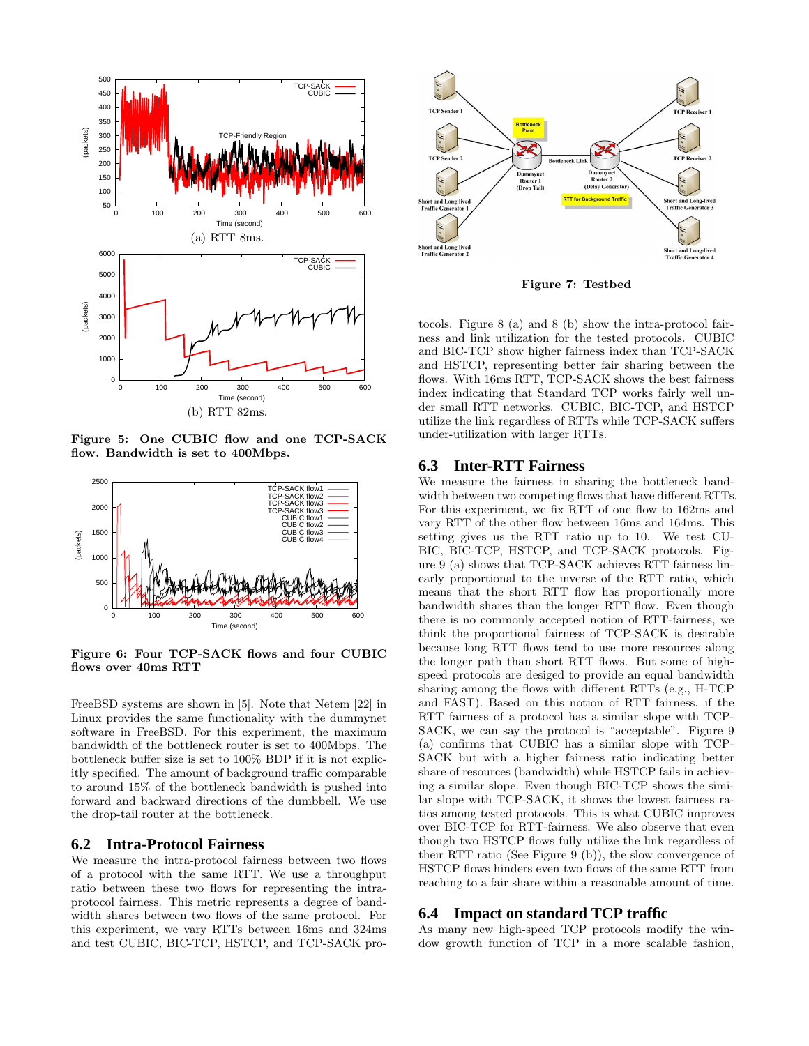Figure 5: One CUBIC flow and one TCP-SACK flow. Bandwidth is set to 400Mbps.

(a) RTT 8ms.

(b) RTT 82ms.

Figure 6: Four TCP-SACK flows and four CUBIC flows over 40ms RTT

FreeBSD systems are shown in [5]. Note that Netem [22] in Linux provides the same functionality with the dummynet software in FreeBSD. For this experiment, the maximum bandwidth of the bottleneck router is set to 400Mbps. The bottleneck buffer size is set to 100% BDP if it is not explicitly specified. The amount of background traffic comparable to around 15% of the bottleneck bandwidth is pushed into forward and backward directions of the dumbbell. We use the drop-tail router at the bottleneck.

## 6.2 Intra-Protocol Fairness

We measure the intra-protocol fairness between two flows of a protocol with the same RTT. We use a throughput ratio between these two flows for representing the intra-protocol fairness. This metric represents a degree of bandwidth shares between two flows of the same protocol. For this experiment, we vary RTTs between 16ms and 324ms and test CUBIC, BIC-TCP, HSTCP, and TCP-SACK protocols. Figure 8 (a) and 8 (b) show the intra-protocol fairness and link utilization for the tested protocols. CUBIC and BIC-TCP show higher fairness index than TCP-SACK and HSTCP, representing better fair sharing between the flows. With 16ms RTT, TCP-SACK shows the best fairness index indicating that Standard TCP works fairly well under small RTT networks. CUBIC, BIC-TCP, and HSTCP utilize the link regardless of RTTs while TCP-SACK suffers under-utilization with larger RTTs.

Figure 7: Testbed

## 6.3 Inter-RTT Fairness

We measure the fairness in sharing the bottleneck bandwidth between two competing flows that have different RTTs. For this experiment, we fix RTT of one flow to 162ms and vary RTT of the other flow between 16ms and 164ms. This setting gives us the RTT ratio up to 10. We test CUBIC, BIC-TCP, HSTCP, and TCP-SACK protocols. Figure 9 (a) shows that TCP-SACK achieves RTT fairness linearly proportional to the inverse of the RTT ratio, which means that the short RTT flow has proportionally more bandwidth shares than the longer RTT flow. Even though there is no commonly accepted notion of RTT-fairness, we think the proportional fairness of TCP-SACK is desirable because long RTT flows tend to use more resources along the longer path than short RTT flows. But some of high-speed protocols are desiged to provide an equal bandwidth sharing among the flows with different RTTs (e.g., H-TCP and FAST). Based on this notion of RTT fairness, if the RTT fairness of a protocol has a similar slope with TCP-SACK, we can say the protocol is "acceptable". Figure 9 (a) confirms that CUBIC has a similar slope with TCP-SACK but with a higher fairness ratio indicating better share of resources (bandwidth) while HSTCP fails in achieving a similar slope. Even though BIC-TCP shows the similar slope with TCP-SACK, it shows the lowest fairness ratios among tested protocols. This is what CUBIC improves over BIC-TCP for RTT-fairness. We also observe that even though two HSTCP flows fully utilize the link regardless of their RTT ratio (See Figure 9 (b)), the slow convergence of HSTCP flows hinders even two flows of the same RTT from reaching to a fair share within a reasonable amount of time.

## 6.4 Impact on standard TCP traffic

As many new high-speed TCP protocols modify the window growth function of TCP in a more scalable fashion,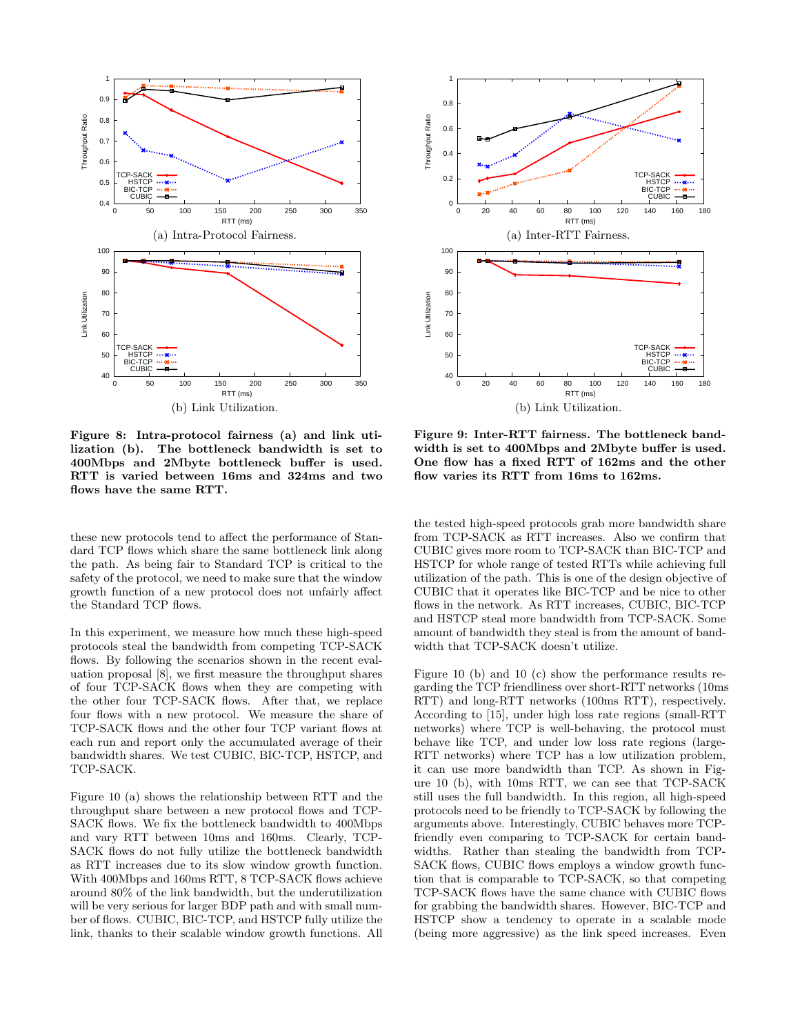(a) Intra-Protocol Fairness.

(b) Link Utilization.

**Figure 8: Intra-protocol fairness (a) and link utilization (b). The bottleneck bandwidth is set to 400Mbps and 2Mbyte bottleneck buffer is used. RTT is varied between 16ms and 324ms and two flows have the same RTT.**

(a) Inter-RTT Fairness.

(b) Link Utilization.

**Figure 9: Inter-RTT fairness. The bottleneck bandwidth is set to 400Mbps and 2Mbyte buffer is used. One flow has a fixed RTT of 162ms and the other flow varies its RTT from 16ms to 162ms.**

these new protocols tend to affect the performance of Standard TCP flows which share the same bottleneck link along the path. As being fair to Standard TCP is critical to the safety of the protocol, we need to make sure that the window growth function of a new protocol does not unfairly affect the Standard TCP flows.

In this experiment, we measure how much these high-speed protocols steal the bandwidth from competing TCP-SACK flows. By following the scenarios shown in the recent evaluation proposal [8], we first measure the throughput shares of four TCP-SACK flows when they are competing with the other four TCP-SACK flows. After that, we replace four flows with a new protocol. We measure the share of TCP-SACK flows and the other four TCP variant flows at each run and report only the accumulated average of their bandwidth shares. We test CUBIC, BIC-TCP, HSTCP, and TCP-SACK.

Figure 10 (a) shows the relationship between RTT and the throughput share between a new protocol flows and TCP-SACK flows. We fix the bottleneck bandwidth to 400Mbps and vary RTT between 10ms and 160ms. Clearly, TCP-SACK flows do not fully utilize the bottleneck bandwidth as RTT increases due to its slow window growth function. With 400Mbps and 160ms RTT, 8 TCP-SACK flows achieve around 80% of the link bandwidth, but the underutilization will be very serious for larger BDP path and with small number of flows. CUBIC, BIC-TCP, and HSTCP fully utilize the link, thanks to their scalable window growth functions. All the tested high-speed protocols grab more bandwidth share from TCP-SACK as RTT increases. Also we confirm that CUBIC gives more room to TCP-SACK than BIC-TCP and HSTCP for whole range of tested RTTs while achieving full utilization of the path. This is one of the design objective of CUBIC that it operates like BIC-TCP and be nice to other flows in the network. As RTT increases, CUBIC, BIC-TCP and HSTCP steal more bandwidth from TCP-SACK. Some amount of bandwidth they steal is from the amount of bandwidth that TCP-SACK doesn't utilize.

Figure 10 (b) and 10 (c) show the performance results regarding the TCP friendliness over short-RTT networks (10ms RTT) and long-RTT networks (100ms RTT), respectively. According to [15], under high loss rate regions (small-RTT networks) where TCP is well-behaving, the protocol must behave like TCP, and under low loss rate regions (large-RTT networks) where TCP has a low utilization problem, it can use more bandwidth than TCP. As shown in Figure 10 (b), with 10ms RTT, we can see that TCP-SACK still uses the full bandwidth. In this region, all high-speed protocols need to be friendly to TCP-SACK by following the arguments above. Interestingly, CUBIC behaves more TCP-friendly even comparing to TCP-SACK for certain bandwidths. Rather than stealing the bandwidth from TCP-SACK flows, CUBIC flows employs a window growth function that is comparable to TCP-SACK, so that competing TCP-SACK flows have the same chance with CUBIC flows for grabbing the bandwidth shares. However, BIC-TCP and HSTCP show a tendency to operate in a scalable mode (being more aggressive) as the link speed increases. Even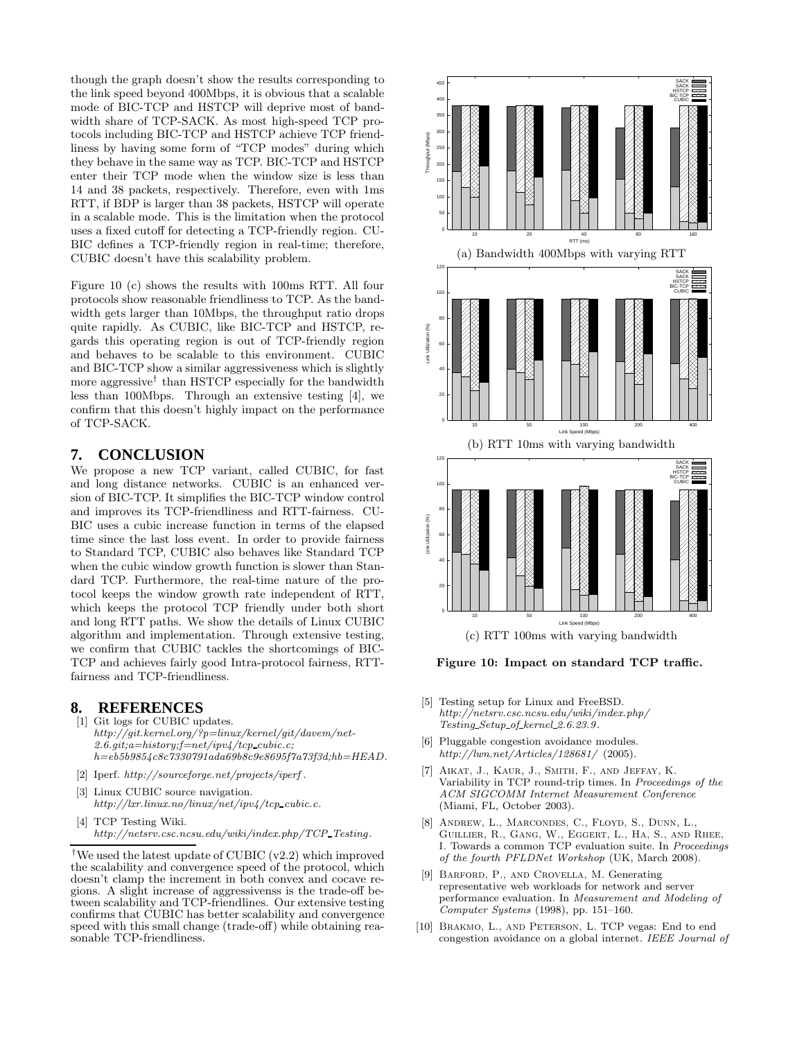though the graph doesn't show the results corresponding to the link speed beyond 400Mbps, it is obvious that a scalable mode of BIC-TCP and HSTCP will deprive most of bandwidth share of TCP-SACK. As most high-speed TCP protocols including BIC-TCP and HSTCP achieve TCP friendliness by having some form of "TCP modes" during which they behave in the same way as TCP. BIC-TCP and HSTCP enter their TCP mode when the window size is less than 14 and 38 packets, respectively. Therefore, even with 1ms RTT, if BDP is larger than 38 packets, HSTCP will operate in a scalable mode. This is the limitation when the protocol uses a fixed cutoff for detecting a TCP-friendly region. CUBIC defines a TCP-friendly region in real-time; therefore, CUBIC doesn't have this scalability problem.

Figure 10 (c) shows the results with 100ms RTT. All four protocols show reasonable friendliness to TCP. As the bandwidth gets larger than 10Mbps, the throughput ratio drops quite rapidly. As CUBIC, like BIC-TCP and HSTCP, regards this operating region is out of TCP-friendly region and behaves to be scalable to this environment. CUBIC and BIC-TCP show a similar aggressiveness which is slightly more aggressive[†] than HSTCP especially for the bandwidth less than 100Mbps. Through an extensive testing [4], we confirm that this doesn't highly impact on the performance of TCP-SACK.

## 7. CONCLUSION

We propose a new TCP variant, called CUBIC, for fast and long distance networks. CUBIC is an enhanced version of BIC-TCP. It simplifies the BIC-TCP window control and improves its TCP-friendliness and RTT-fairness. CUBIC uses a cubic increase function in terms of the elapsed time since the last loss event. In order to provide fairness to Standard TCP, CUBIC also behaves like Standard TCP when the cubic window growth function is slower than Standard TCP. Furthermore, the real-time nature of the protocol keeps the window growth rate independent of RTT, which keeps the protocol TCP friendly under both short and long RTT paths. We show the details of Linux CUBIC algorithm and implementation. Through extensive testing, we confirm that CUBIC tackles the shortcomings of BIC-TCP and achieves fairly good Intra-protocol fairness, RTT-fairness and TCP-friendliness.

## 8. REFERENCES

[1] Git logs for CUBIC updates. *http://git.kernel.org/?p=linux/kernel/git/davem/net-2.6.git;a=history;f=net/ipv4/tcp_cubic.c;h=eb5b9854c8c7330791ada69b8c9e8695f7a73f3d;hb=HEAD.*

[2] Iperf. *http://sourceforge.net/projects/iperf.*

[3] Linux CUBIC source navigation. *http://lxr.linux.no/linux/net/ipv4/tcp_cubic.c.*

[4] TCP Testing Wiki. *http://netsrv.csc.ncsu.edu/wiki/index.php/TCP_Testing.*

[5] Testing setup for Linux and FreeBSD. *http://netsrv.csc.ncsu.edu/wiki/index.php/Testing_Setup_of_kernel_2.6.23.9.*

[6] Pluggable congestion avoidance modules. *http://lwn.net/Articles/128681/* (2005).

[7] Aikat, J., Kaur, J., Smith, F., and Jeffay, K. Variability in TCP round-trip times. In *Proceedings of the ACM SIGCOMM Internet Measurement Conference* (Miami, FL, October 2003).

[8] Andrew, L., Marcondes, C., Floyd, S., Dunn, L., Guillier, R., Gang, W., Eggert, L., Ha, S., and Rhee, I. Towards a common TCP evaluation suite. In *Proceedings of the fourth PFLDNet Workshop* (UK, March 2008).

[9] Barford, P., and Crovella, M. Generating representative web workloads for network and server performance evaluation. In *Measurement and Modeling of Computer Systems* (1998), pp. 151–160.

[10] Brakmo, L., and Peterson, L. TCP vegas: End to end congestion avoidance on a global internet. *IEEE Journal of*

(a) Bandwidth 400Mbps with varying RTT

(b) RTT 10ms with varying bandwidth

(c) RTT 100ms with varying bandwidth

**Figure 10: Impact on standard TCP traffic.**

[†]We used the latest update of CUBIC (v2.2) which improved the scalability and convergence speed of the protocol, which doesn't clamp the increment in both convex and cocave regions. A slight increase of aggressivenss is the trade-off between scalability and TCP-friendlines. Our extensive testing confirms that CUBIC has better scalability and convergence speed with this small change (trade-off) while obtaining reasonable TCP-friendliness.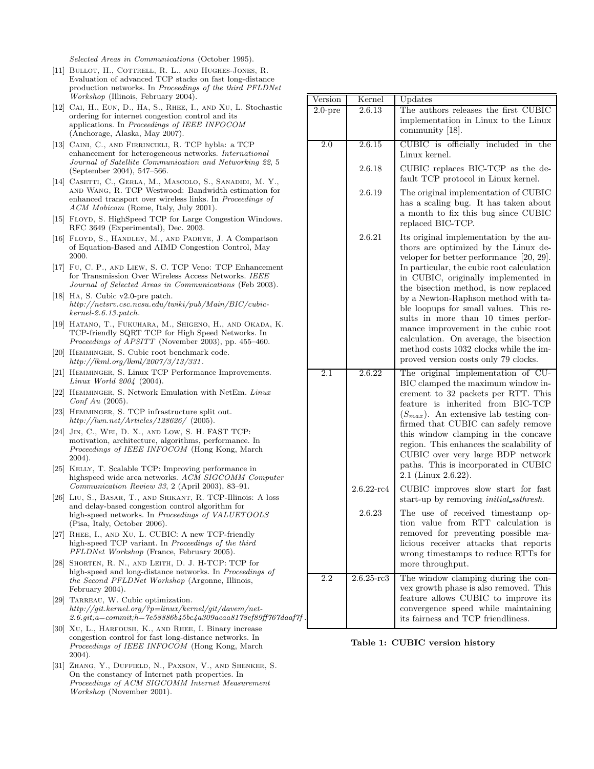Selected Areas in Communications (October 1995).

[11] Bullot, H., Cottrell, R. L., and Hughes-Jones, R. Evaluation of advanced TCP stacks on fast long-distance production networks. In *Proceedings of the third PFLDNet Workshop* (Illinois, February 2004).

[12] Cai, H., Eun, D., Ha, S., Rhee, I., and Xu, L. Stochastic ordering for internet congestion control and its applications. In *Proceedings of IEEE INFOCOM* (Anchorage, Alaska, May 2007).

[13] Caini, C., and Firrincieli, R. TCP hybla: a TCP enhancement for heterogeneous networks. *International Journal of Satellite Communication and Networking 22*, 5 (September 2004), 547–566.

[14] Casetti, C., Gerla, M., Mascolo, S., Sanadidi, M. Y., and Wang, R. TCP Westwood: Bandwidth estimation for enhanced transport over wireless links. In *Proceedings of ACM Mobicom* (Rome, Italy, July 2001).

[15] Floyd, S. HighSpeed TCP for Large Congestion Windows. RFC 3649 (Experimental), Dec. 2003.

[16] Floyd, S., Handley, M., and Padhye, J. A Comparison of Equation-Based and AIMD Congestion Control, May 2000.

[17] Fu, C. P., and Liew, S. C. TCP Veno: TCP Enhancement for Transmission Over Wireless Access Networks. *IEEE Journal of Selected Areas in Communications* (Feb 2003).

[18] Ha, S. Cubic v2.0-pre patch. *http://netsrv.csc.ncsu.edu/twiki/pub/Main/BIC/cubic-kernel-2.6.13.patch*.

[19] Hatano, T., Fukuhara, M., Shigeno, H., and Okada, K. TCP-friendly SQRT TCP for High Speed Networks. In *Proceedings of APSITT* (November 2003), pp. 455–460.

[20] Hemminger, S. Cubic root benchmark code. *http://lkml.org/lkml/2007/3/13/331*.

[21] Hemminger, S. Linux TCP Performance Improvements. *Linux World 2004* (2004).

[22] Hemminger, S. Network Emulation with NetEm. *Linux Conf Au* (2005).

[23] Hemminger, S. TCP infrastructure split out. *http://lwn.net/Articles/128626/* (2005).

[24] Jin, C., Wei, D. X., and Low, S. H. FAST TCP: motivation, architecture, algorithms, performance. In *Proceedings of IEEE INFOCOM* (Hong Kong, March 2004).

[25] Kelly, T. Scalable TCP: Improving performance in highspeed wide area networks. *ACM SIGCOMM Computer Communication Review 33*, 2 (April 2003), 83–91.

[26] Liu, S., Basar, T., and Srikant, R. TCP-Illinois: A loss and delay-based congestion control algorithm for high-speed networks. In *Proceedings of VALUETOOLS* (Pisa, Italy, October 2006).

[27] Rhee, I., and Xu, L. CUBIC: A new TCP-friendly high-speed TCP variant. In *Proceedings of the third PFLDNet Workshop* (France, February 2005).

[28] Shorten, R. N., and Leith, D. J. H-TCP: TCP for high-speed and long-distance networks. In *Proceedings of the Second PFLDNet Workshop* (Argonne, Illinois, February 2004).

[29] Tarreau, W. Cubic optimization. *http://git.kernel.org/?p=linux/kernel/git/davem/net-2.6.git;a=commit;h=7e58886b45bc4a309aeaa8178ef89ff767daaf7f*.

[30] Xu, L., Harfoush, K., and Rhee, I. Binary increase congestion control for fast long-distance networks. In *Proceedings of IEEE INFOCOM* (Hong Kong, March 2004).

[31] Zhang, Y., Duffield, N., Paxson, V., and Shenker, S. On the constancy of Internet path properties. In *Proceedings of ACM SIGCOMM Internet Measurement Workshop* (November 2001).

| Version | Kernel | Updates |
|---|---|---|
| 2.0-pre | 2.6.13 | The authors releases the first CUBIC implementation in Linux to the Linux community [18]. |
| 2.0 | 2.6.15 | CUBIC is officially included in the Linux kernel. |
| | 2.6.18 | CUBIC replaces BIC-TCP as the default TCP protocol in Linux kernel. |
| | 2.6.19 | The original implementation of CUBIC has a scaling bug. It has taken about a month to fix this bug since CUBIC replaced BIC-TCP. |
| | 2.6.21 | Its original implementation by the authors are optimized by the Linux developer for better performance [20, 29]. In particular, the cubic root calculation in CUBIC, originally implemented in the bisection method, is now replaced by a Newton-Raphson method with table loopups for small values. This results in more than 10 times performance improvement in the cubic root calculation. On average, the bisection method costs 1032 clocks while the improved version costs only 79 clocks. |
| 2.1 | 2.6.22 | The original implementation of CUBIC clamped the maximum window increment to 32 packets per RTT. This feature is inherited from BIC-TCP ($S_{max}$). An extensive lab testing confirmed that CUBIC can safely remove this window clamping in the concave region. This enhances the scalability of CUBIC over very large BDP network paths. This is incorporated in CUBIC 2.1 (Linux 2.6.22). |
| | 2.6.22-rc4 | CUBIC improves slow start for fast start-up by removing *initial_ssthresh*. |
| | 2.6.23 | The use of received timestamp option value from RTT calculation is removed for preventing possible malicious receiver attacks that reports wrong timestamps to reduce RTTs for more throughput. |
| 2.2 | 2.6.25-rc3 | The window clamping during the convex growth phase is also removed. This feature allows CUBIC to improve its convergence speed while maintaining its fairness and TCP friendliness. |

**Table 1: CUBIC version history**